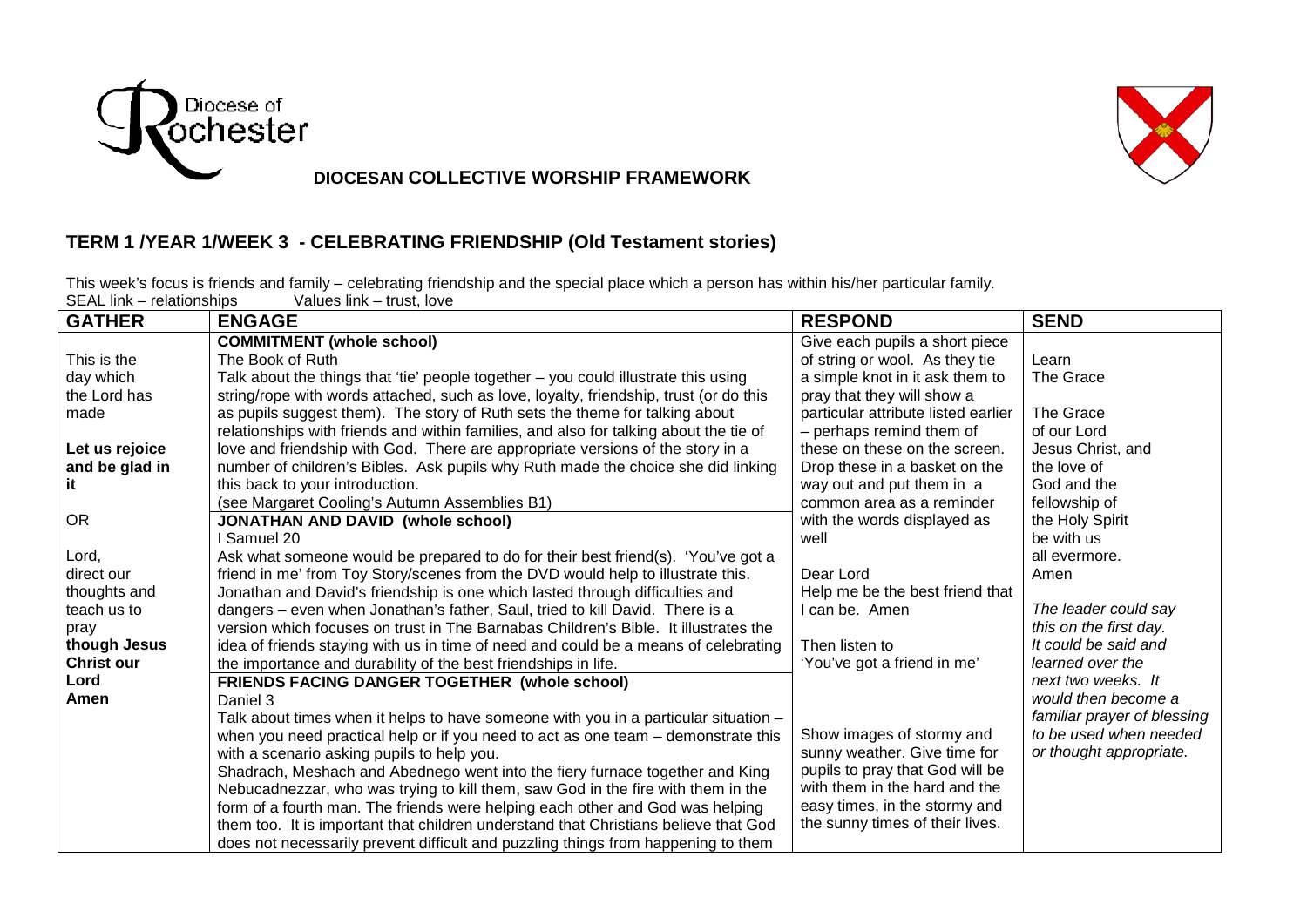Diocese of Rochester

**DIOCESAN COLLECTIVE WORSHIP FRAMEWORK**

## TERM 1 /YEAR 1/WEEK 3 - CELEBRATING FRIENDSHIP (Old Testament stories)

This week's focus is friends and family – celebrating friendship and the special place which a person has within his/her particular family.
SEAL link – relationships Values link – trust, love

| GATHER | ENGAGE | RESPOND | SEND |
|---|---|---|---|
| This is the day which the Lord has made<br><br>**Let us rejoice and be glad in it**<br><br>OR<br><br>Lord, direct our thoughts and teach us to pray though Jesus **Christ our Lord Amen** | **COMMITMENT (whole school)**<br>The Book of Ruth<br>Talk about the things that 'tie' people together – you could illustrate this using string/rope with words attached, such as love, loyalty, friendship, trust (or do this as pupils suggest them). The story of Ruth sets the theme for talking about relationships with friends and within families, and also for talking about the tie of love and friendship with God. There are appropriate versions of the story in a number of children's Bibles. Ask pupils why Ruth made the choice she did linking this back to your introduction.<br>(see Margaret Cooling's Autumn Assemblies B1)<br>**JONATHAN AND DAVID (whole school)**<br>I Samuel 20<br>Ask what someone would be prepared to do for their best friend(s). 'You've got a friend in me' from Toy Story/scenes from the DVD would help to illustrate this. Jonathan and David's friendship is one which lasted through difficulties and dangers – even when Jonathan's father, Saul, tried to kill David. There is a version which focuses on trust in The Barnabas Children's Bible. It illustrates the idea of friends staying with us in time of need and could be a means of celebrating the importance and durability of the best friendships in life.<br>**FRIENDS FACING DANGER TOGETHER (whole school)**<br>Daniel 3<br>Talk about times when it helps to have someone with you in a particular situation – when you need practical help or if you need to act as one team – demonstrate this with a scenario asking pupils to help you.<br>Shadrach, Meshach and Abednego went into the fiery furnace together and King Nebucadnezzar, who was trying to kill them, saw God in the fire with them in the form of a fourth man. The friends were helping each other and God was helping them too. It is important that children understand that Christians believe that God does not necessarily prevent difficult and puzzling things from happening to them | Give each pupils a short piece of string or wool. As they tie a simple knot in it ask them to pray that they will show a particular attribute listed earlier – perhaps remind them of these on these on the screen. Drop these in a basket on the way out and put them in a common area as a reminder with the words displayed as well<br><br>Dear Lord<br>Help me be the best friend that I can be. Amen<br><br>Then listen to<br>'You've got a friend in me'<br><br>Show images of stormy and sunny weather. Give time for pupils to pray that God will be with them in the hard and the easy times, in the stormy and the sunny times of their lives. | Learn<br>The Grace<br><br>The Grace of our Lord Jesus Christ, and the love of God and the fellowship of the Holy Spirit be with us all evermore.<br>Amen<br><br>*The leader could say this on the first day. It could be said and learned over the next two weeks. It would then become a familiar prayer of blessing to be used when needed or thought appropriate.* |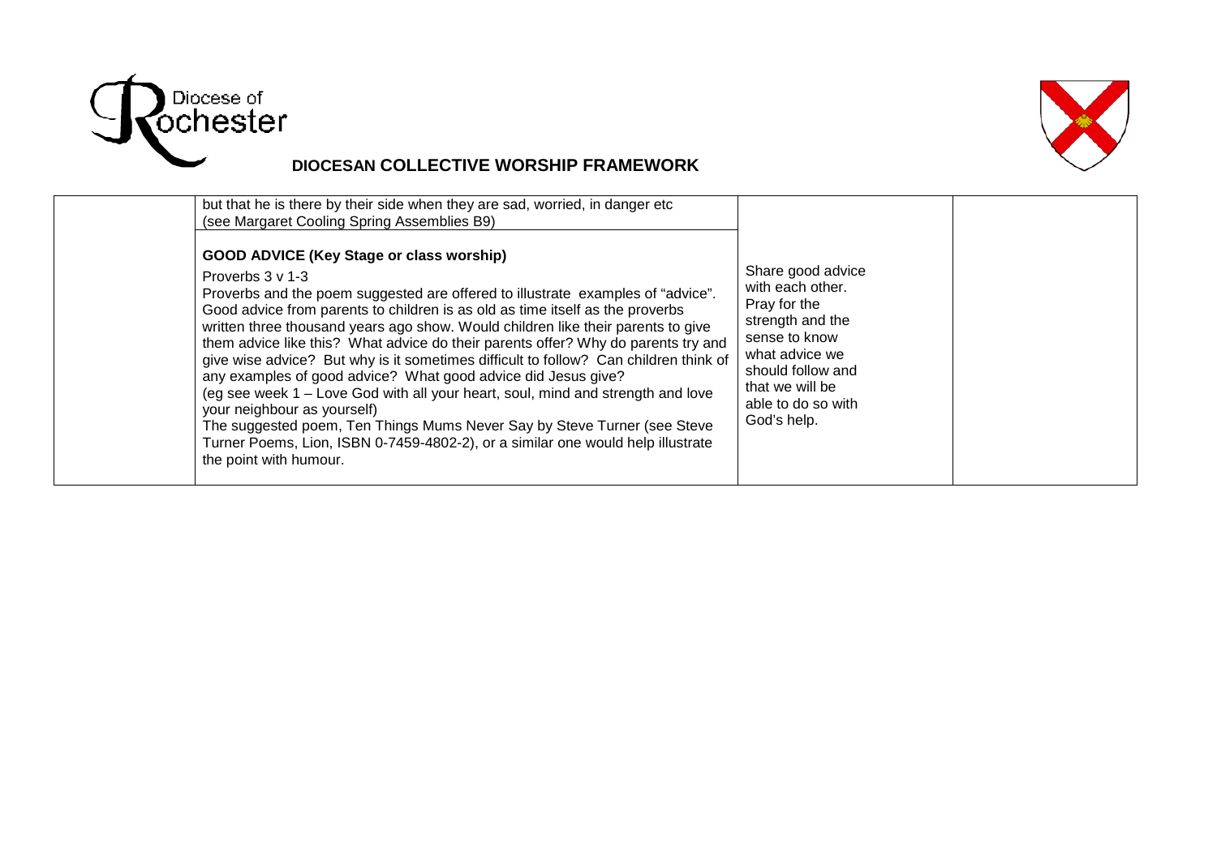| | | | |
|---|---|---|---|
| | but that he is there by their side when they are sad, worried, in danger etc (see Margaret Cooling Spring Assemblies B9)<br><br>**GOOD ADVICE (Key Stage or class worship)**<br>Proverbs 3 v 1-3<br>Proverbs and the poem suggested are offered to illustrate examples of "advice". Good advice from parents to children is as old as time itself as the proverbs written three thousand years ago show. Would children like their parents to give them advice like this? What advice do their parents offer? Why do parents try and give wise advice? But why is it sometimes difficult to follow? Can children think of any examples of good advice? What good advice did Jesus give? (eg see week 1 – Love God with all your heart, soul, mind and strength and love your neighbour as yourself)<br>The suggested poem, Ten Things Mums Never Say by Steve Turner (see Steve Turner Poems, Lion, ISBN 0-7459-4802-2), or a similar one would help illustrate the point with humour. | Share good advice with each other. Pray for the strength and the sense to know what advice we should follow and that we will be able to do so with God's help. | |